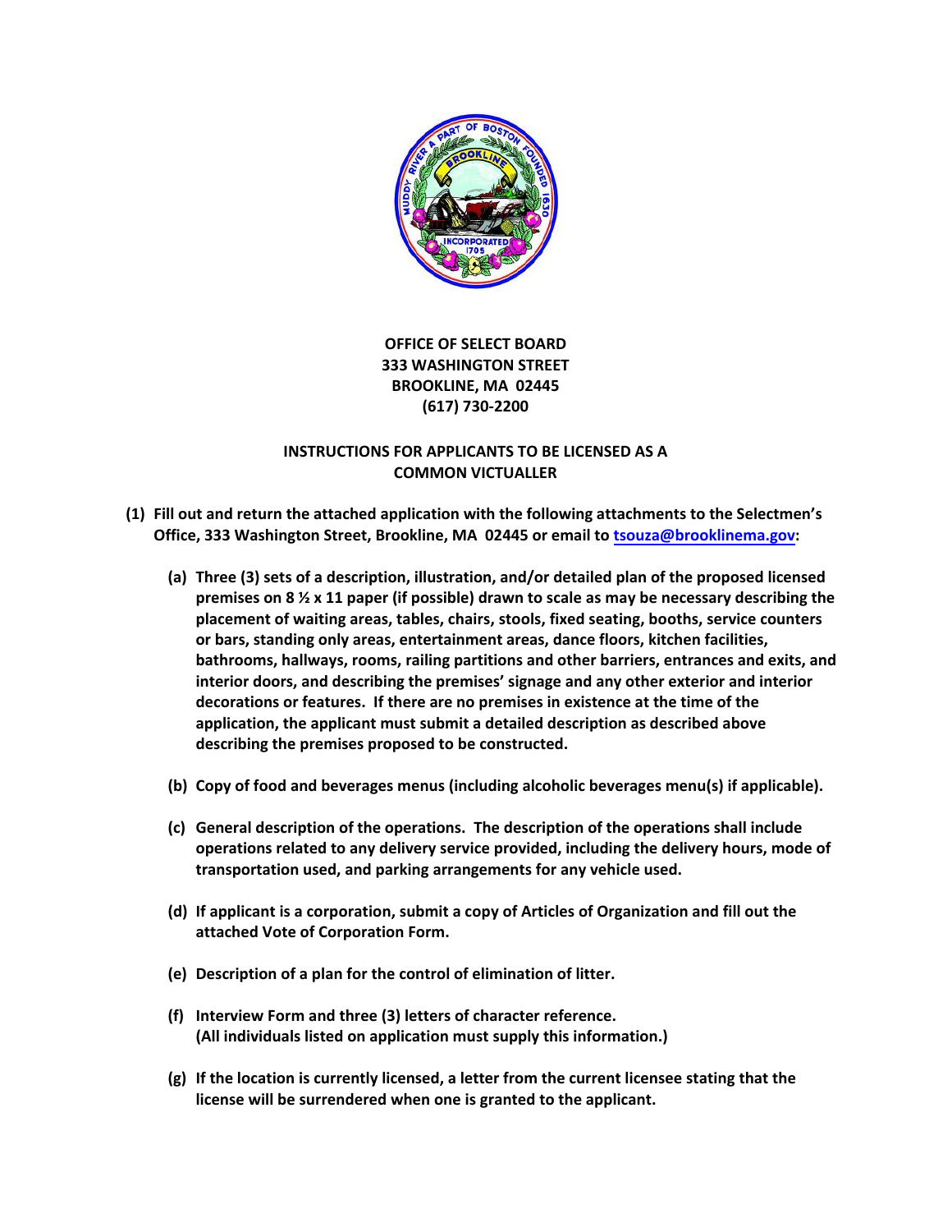**OFFICE OF SELECT BOARD**
**333 WASHINGTON STREET**
**BROOKLINE, MA 02445**
**(617) 730-2200**

## INSTRUCTIONS FOR APPLICANTS TO BE LICENSED AS A COMMON VICTUALLER

**(1) Fill out and return the attached application with the following attachments to the Selectmen's Office, 333 Washington Street, Brookline, MA 02445 or email to tsouza@brooklinema.gov:**

**(a) Three (3) sets of a description, illustration, and/or detailed plan of the proposed licensed premises on 8 ½ x 11 paper (if possible) drawn to scale as may be necessary describing the placement of waiting areas, tables, chairs, stools, fixed seating, booths, service counters or bars, standing only areas, entertainment areas, dance floors, kitchen facilities, bathrooms, hallways, rooms, railing partitions and other barriers, entrances and exits, and interior doors, and describing the premises' signage and any other exterior and interior decorations or features. If there are no premises in existence at the time of the application, the applicant must submit a detailed description as described above describing the premises proposed to be constructed.**

**(b) Copy of food and beverages menus (including alcoholic beverages menu(s) if applicable).**

**(c) General description of the operations. The description of the operations shall include operations related to any delivery service provided, including the delivery hours, mode of transportation used, and parking arrangements for any vehicle used.**

**(d) If applicant is a corporation, submit a copy of Articles of Organization and fill out the attached Vote of Corporation Form.**

**(e) Description of a plan for the control of elimination of litter.**

**(f) Interview Form and three (3) letters of character reference. (All individuals listed on application must supply this information.)**

**(g) If the location is currently licensed, a letter from the current licensee stating that the license will be surrendered when one is granted to the applicant.**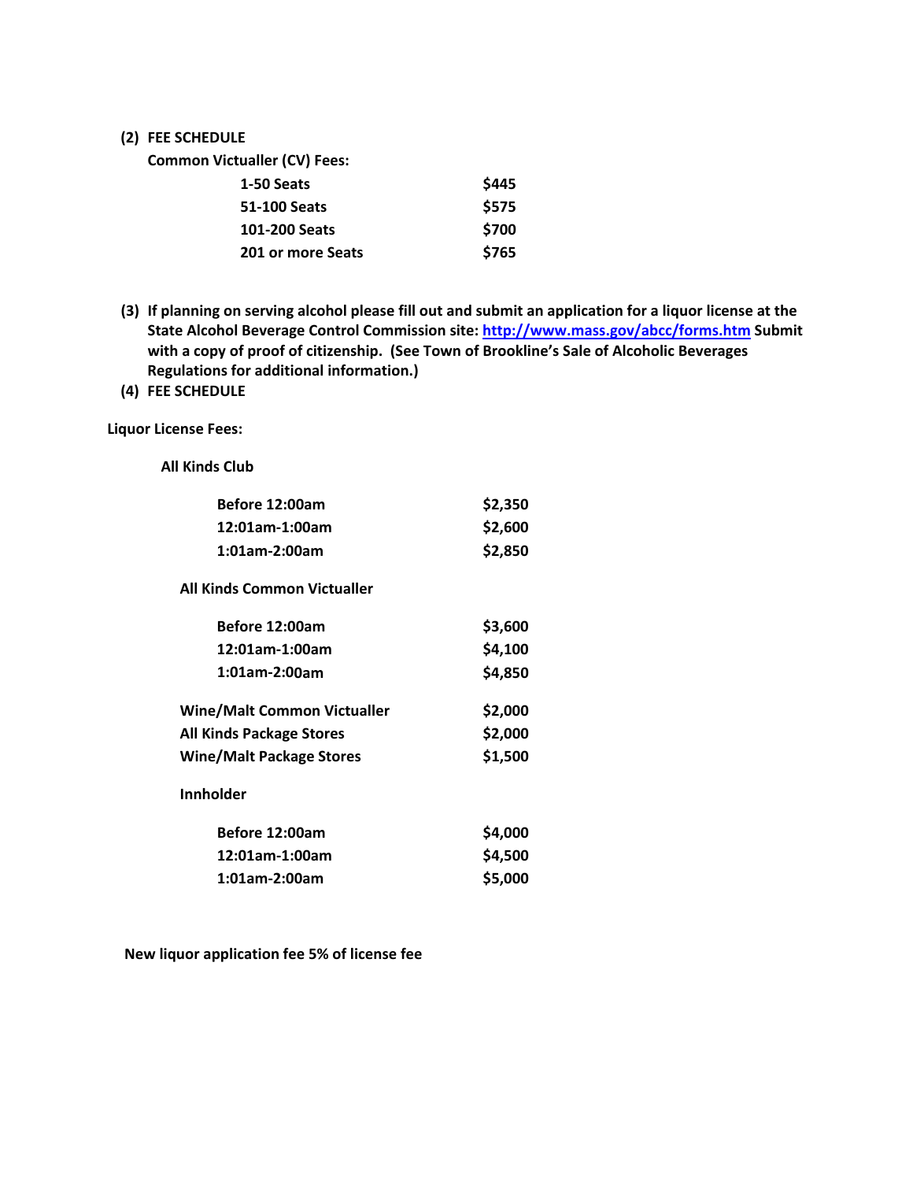**(2) FEE SCHEDULE**

**Common Victualler (CV) Fees:**

| | |
|---|---|
| **1-50 Seats** | **$445** |
| **51-100 Seats** | **$575** |
| **101-200 Seats** | **$700** |
| **201 or more Seats** | **$765** |

**(3) If planning on serving alcohol please fill out and submit an application for a liquor license at the State Alcohol Beverage Control Commission site: [http://www.mass.gov/abcc/forms.htm](http://www.mass.gov/abcc/forms.htm) Submit with a copy of proof of citizenship. (See Town of Brookline's Sale of Alcoholic Beverages Regulations for additional information.)**

**(4) FEE SCHEDULE**

**Liquor License Fees:**

**All Kinds Club**

| | |
|---|---|
| **Before 12:00am** | **$2,350** |
| **12:01am-1:00am** | **$2,600** |
| **1:01am-2:00am** | **$2,850** |

**All Kinds Common Victualler**

| | |
|---|---|
| **Before 12:00am** | **$3,600** |
| **12:01am-1:00am** | **$4,100** |
| **1:01am-2:00am** | **$4,850** |

| | |
|---|---|
| **Wine/Malt Common Victualler** | **$2,000** |
| **All Kinds Package Stores** | **$2,000** |
| **Wine/Malt Package Stores** | **$1,500** |

**Innholder**

| | |
|---|---|
| **Before 12:00am** | **$4,000** |
| **12:01am-1:00am** | **$4,500** |
| **1:01am-2:00am** | **$5,000** |

**New liquor application fee 5% of license fee**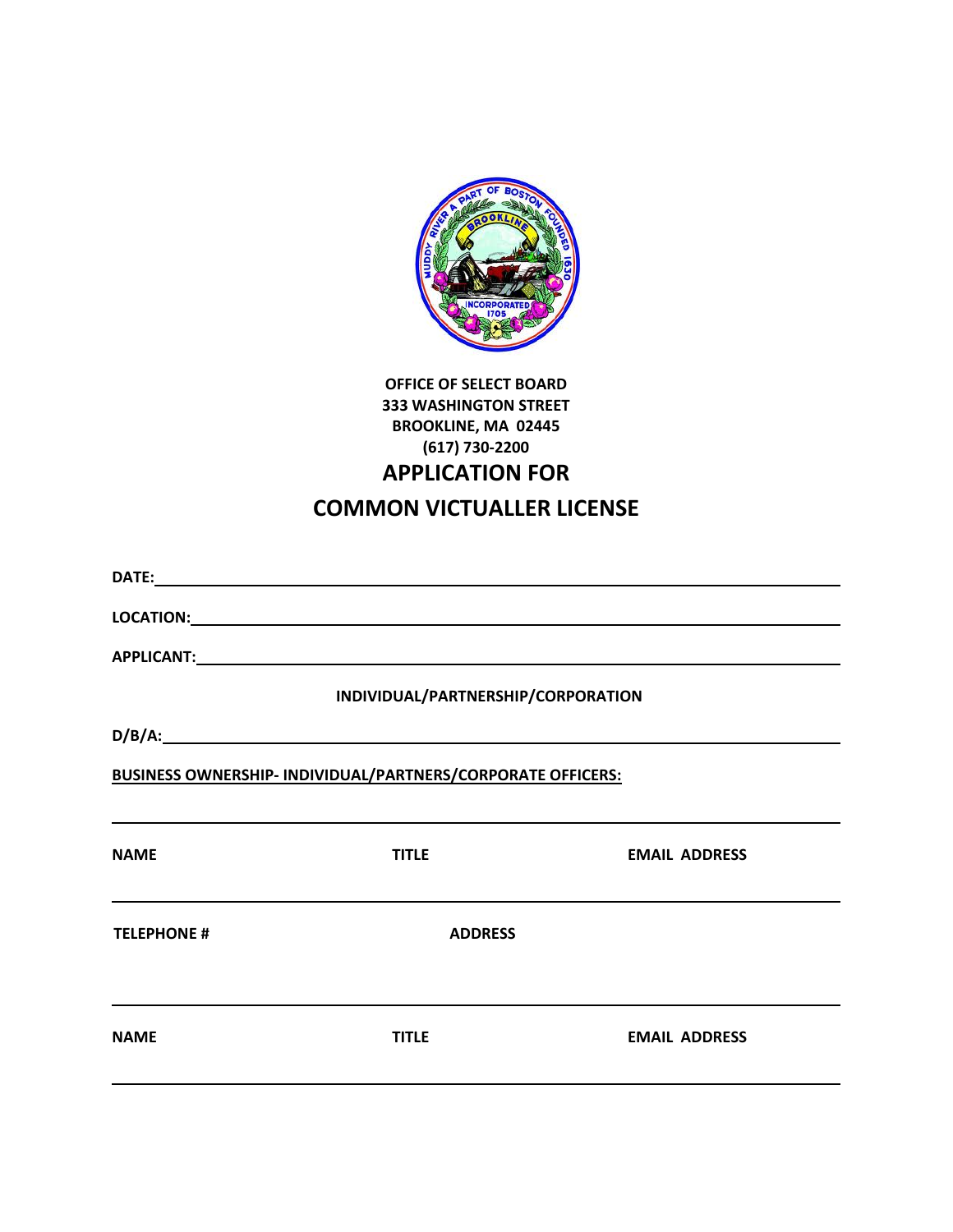**OFFICE OF SELECT BOARD**
**333 WASHINGTON STREET**
**BROOKLINE, MA 02445**
**(617) 730-2200**

# APPLICATION FOR

# COMMON VICTUALLER LICENSE

**DATE:** ______________________________________________

**LOCATION:** ______________________________________________

**APPLICANT:** ______________________________________________

**INDIVIDUAL/PARTNERSHIP/CORPORATION**

**D/B/A:** ______________________________________________

**BUSINESS OWNERSHIP- INDIVIDUAL/PARTNERS/CORPORATE OFFICERS:**

______________________________________________

| **NAME** | **TITLE** | **EMAIL ADDRESS** |
|---|---|---|

______________________________________________

| **TELEPHONE #** | **ADDRESS** |
|---|---|

______________________________________________

| **NAME** | **TITLE** | **EMAIL ADDRESS** |
|---|---|---|

______________________________________________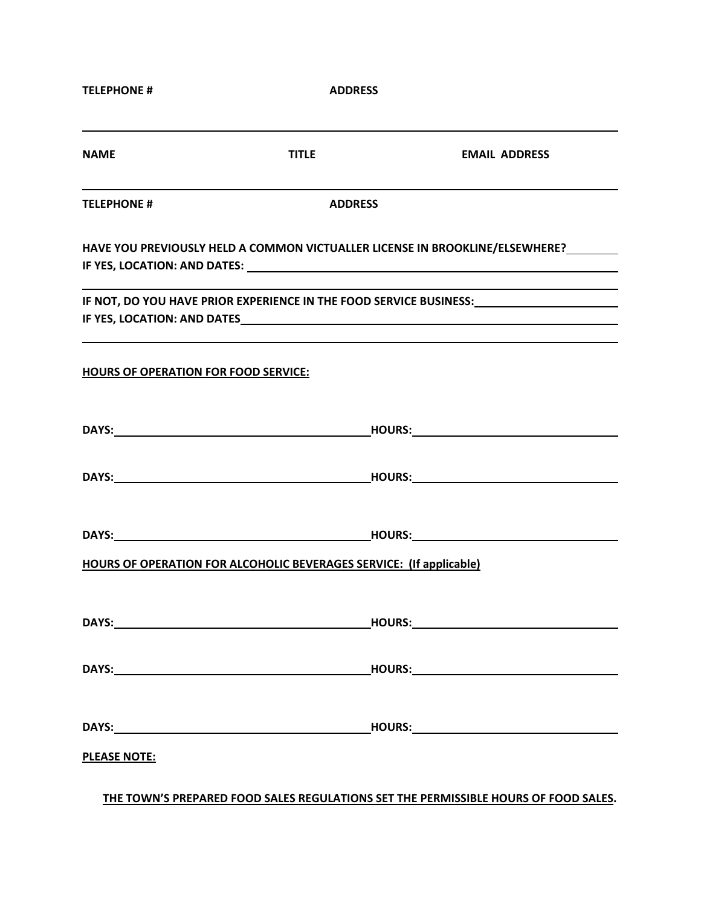**TELEPHONE #** **ADDRESS**

---

**NAME** **TITLE** **EMAIL ADDRESS**

---

**TELEPHONE #** **ADDRESS**

**HAVE YOU PREVIOUSLY HELD A COMMON VICTUALLER LICENSE IN BROOKLINE/ELSEWHERE?**\_\_\_\_\_\_\_\_
**IF YES, LOCATION: AND DATES:** \_\_\_\_\_\_\_\_\_\_\_\_\_\_\_\_\_\_\_\_\_\_\_\_\_\_\_\_\_\_\_\_\_\_\_\_\_\_\_\_\_\_\_\_\_\_\_\_

---

**IF NOT, DO YOU HAVE PRIOR EXPERIENCE IN THE FOOD SERVICE BUSINESS:**\_\_\_\_\_\_\_\_\_\_\_\_\_\_\_\_\_\_\_\_
**IF YES, LOCATION: AND DATES**\_\_\_\_\_\_\_\_\_\_\_\_\_\_\_\_\_\_\_\_\_\_\_\_\_\_\_\_\_\_\_\_\_\_\_\_\_\_\_\_\_\_\_\_\_\_\_\_

---

**HOURS OF OPERATION FOR FOOD SERVICE:**

**DAYS:**\_\_\_\_\_\_\_\_\_\_\_\_\_\_\_\_\_\_\_\_\_\_\_\_\_\_\_\_\_\_\_\_\_\_\_\_**HOURS:**\_\_\_\_\_\_\_\_\_\_\_\_\_\_\_\_\_\_\_\_\_\_\_\_\_\_\_\_

**DAYS:**\_\_\_\_\_\_\_\_\_\_\_\_\_\_\_\_\_\_\_\_\_\_\_\_\_\_\_\_\_\_\_\_\_\_\_\_**HOURS:**\_\_\_\_\_\_\_\_\_\_\_\_\_\_\_\_\_\_\_\_\_\_\_\_\_\_\_\_

**DAYS:**\_\_\_\_\_\_\_\_\_\_\_\_\_\_\_\_\_\_\_\_\_\_\_\_\_\_\_\_\_\_\_\_\_\_\_\_**HOURS:**\_\_\_\_\_\_\_\_\_\_\_\_\_\_\_\_\_\_\_\_\_\_\_\_\_\_\_\_

**HOURS OF OPERATION FOR ALCOHOLIC BEVERAGES SERVICE: (If applicable)**

**DAYS:**\_\_\_\_\_\_\_\_\_\_\_\_\_\_\_\_\_\_\_\_\_\_\_\_\_\_\_\_\_\_\_\_\_\_\_\_**HOURS:**\_\_\_\_\_\_\_\_\_\_\_\_\_\_\_\_\_\_\_\_\_\_\_\_\_\_\_\_

**DAYS:**\_\_\_\_\_\_\_\_\_\_\_\_\_\_\_\_\_\_\_\_\_\_\_\_\_\_\_\_\_\_\_\_\_\_\_\_**HOURS:**\_\_\_\_\_\_\_\_\_\_\_\_\_\_\_\_\_\_\_\_\_\_\_\_\_\_\_\_

**DAYS:**\_\_\_\_\_\_\_\_\_\_\_\_\_\_\_\_\_\_\_\_\_\_\_\_\_\_\_\_\_\_\_\_\_\_\_\_**HOURS:**\_\_\_\_\_\_\_\_\_\_\_\_\_\_\_\_\_\_\_\_\_\_\_\_\_\_\_\_

**PLEASE NOTE:**

**THE TOWN'S PREPARED FOOD SALES REGULATIONS SET THE PERMISSIBLE HOURS OF FOOD SALES.**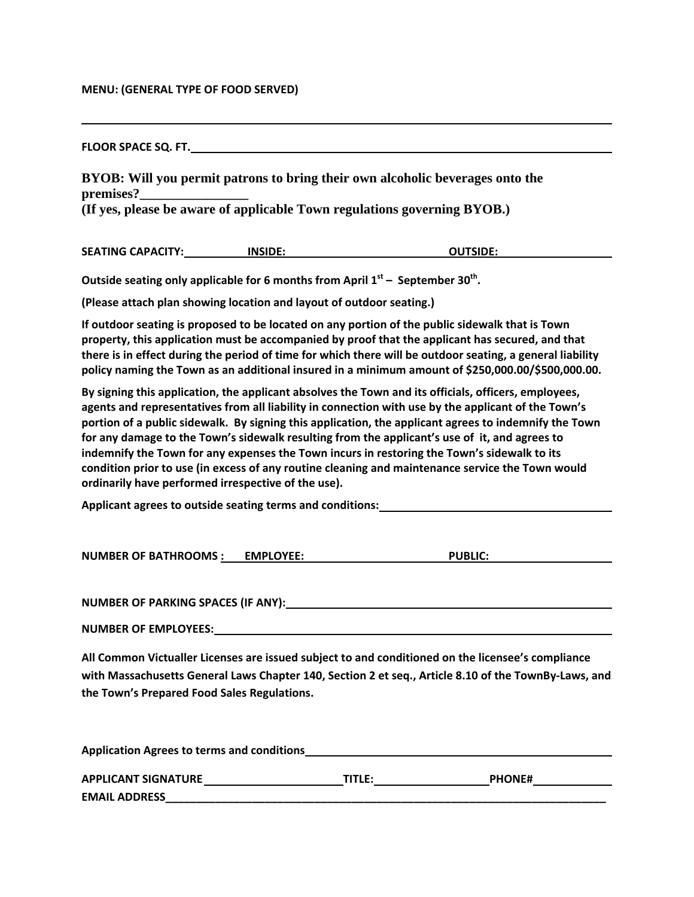**MENU: (GENERAL TYPE OF FOOD SERVED)**

______________________________________________________________________________

**FLOOR SPACE SQ. FT.**______________________________________________________________

**BYOB: Will you permit patrons to bring their own alcoholic beverages onto the premises?________________**
**(If yes, please be aware of applicable Town regulations governing BYOB.)**

**SEATING CAPACITY:__________INSIDE:__________________________OUTSIDE:__________________**

**Outside seating only applicable for 6 months from April 1st – September 30th.**

**(Please attach plan showing location and layout of outdoor seating.)**

**If outdoor seating is proposed to be located on any portion of the public sidewalk that is Town property, this application must be accompanied by proof that the applicant has secured, and that there is in effect during the period of time for which there will be outdoor seating, a general liability policy naming the Town as an additional insured in a minimum amount of $250,000.00/$500,000.00.**

**By signing this application, the applicant absolves the Town and its officials, officers, employees, agents and representatives from all liability in connection with use by the applicant of the Town's portion of a public sidewalk. By signing this application, the applicant agrees to indemnify the Town for any damage to the Town's sidewalk resulting from the applicant's use of it, and agrees to indemnify the Town for any expenses the Town incurs in restoring the Town's sidewalk to its condition prior to use (in excess of any routine cleaning and maintenance service the Town would ordinarily have performed irrespective of the use).**

**Applicant agrees to outside seating terms and conditions:**______________________________________

**NUMBER OF BATHROOMS :____EMPLOYEE:________________________PUBLIC:____________________**

**NUMBER OF PARKING SPACES (IF ANY):**_________________________________________________

**NUMBER OF EMPLOYEES:**_______________________________________________________________

**All Common Victualler Licenses are issued subject to and conditioned on the licensee's compliance with Massachusetts General Laws Chapter 140, Section 2 et seq., Article 8.10 of the TownBy-Laws, and the Town's Prepared Food Sales Regulations.**

**Application Agrees to terms and conditions**______________________________________________

**APPLICANT SIGNATURE**_______________________**TITLE:**___________________**PHONE#**_____________
**EMAIL ADDRESS**______________________________________________________________________________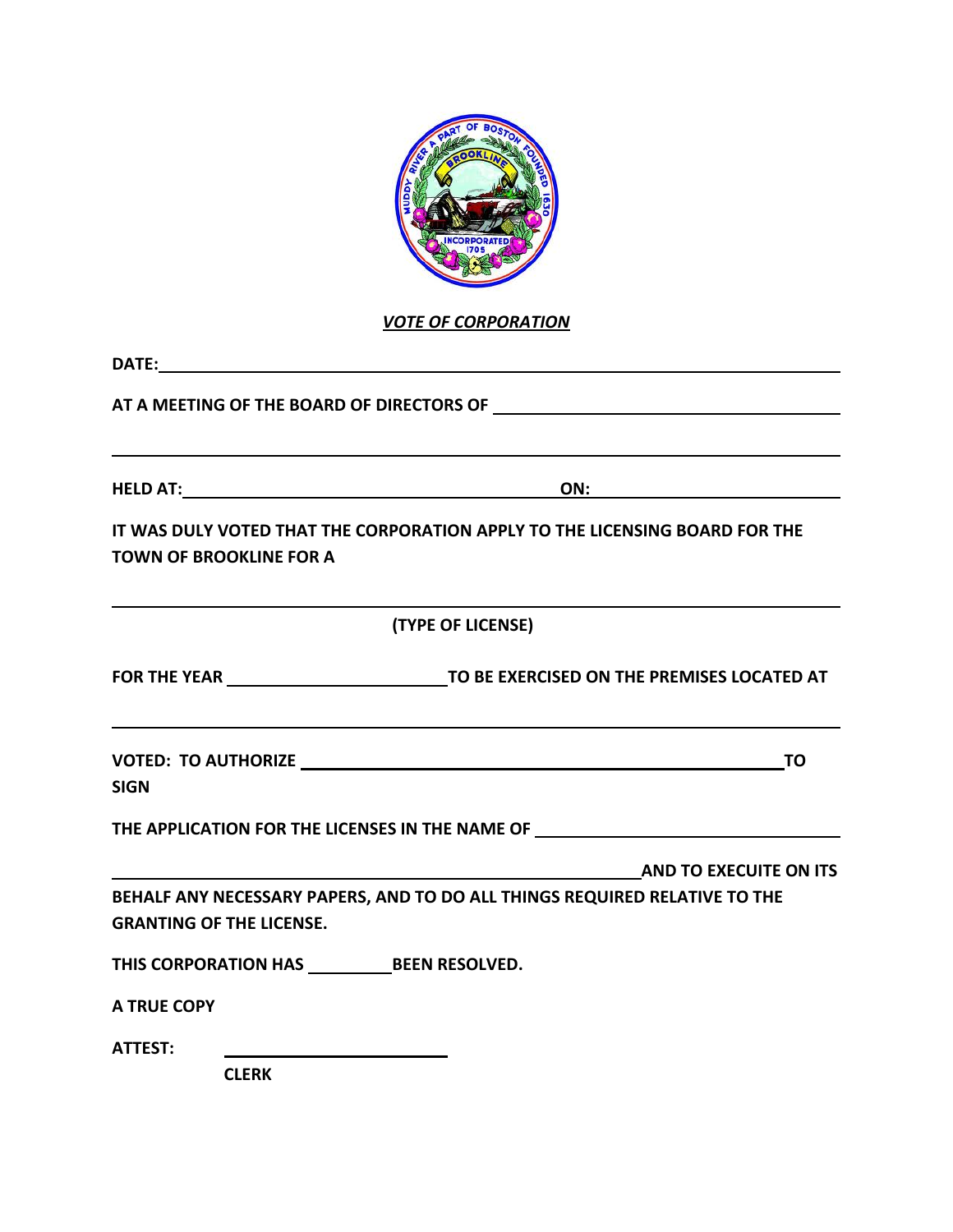***VOTE OF CORPORATION***

**DATE:** ____________________________________________________________

**AT A MEETING OF THE BOARD OF DIRECTORS OF** ______________________________

____________________________________________________________________

**HELD AT:** ________________________________ **ON:** ____________________

**IT WAS DULY VOTED THAT THE CORPORATION APPLY TO THE LICENSING BOARD FOR THE TOWN OF BROOKLINE FOR A**

____________________________________________________________________

**(TYPE OF LICENSE)**

**FOR THE YEAR** ____________________ **TO BE EXERCISED ON THE PREMISES LOCATED AT**

____________________________________________________________________

**VOTED: TO AUTHORIZE** ____________________________________________ **TO SIGN**

**THE APPLICATION FOR THE LICENSES IN THE NAME OF** _________________________

____________________________________________ **AND TO EXECUITE ON ITS BEHALF ANY NECESSARY PAPERS, AND TO DO ALL THINGS REQUIRED RELATIVE TO THE GRANTING OF THE LICENSE.**

**THIS CORPORATION HAS** __________ **BEEN RESOLVED.**

**A TRUE COPY**

**ATTEST:** ____________________

**CLERK**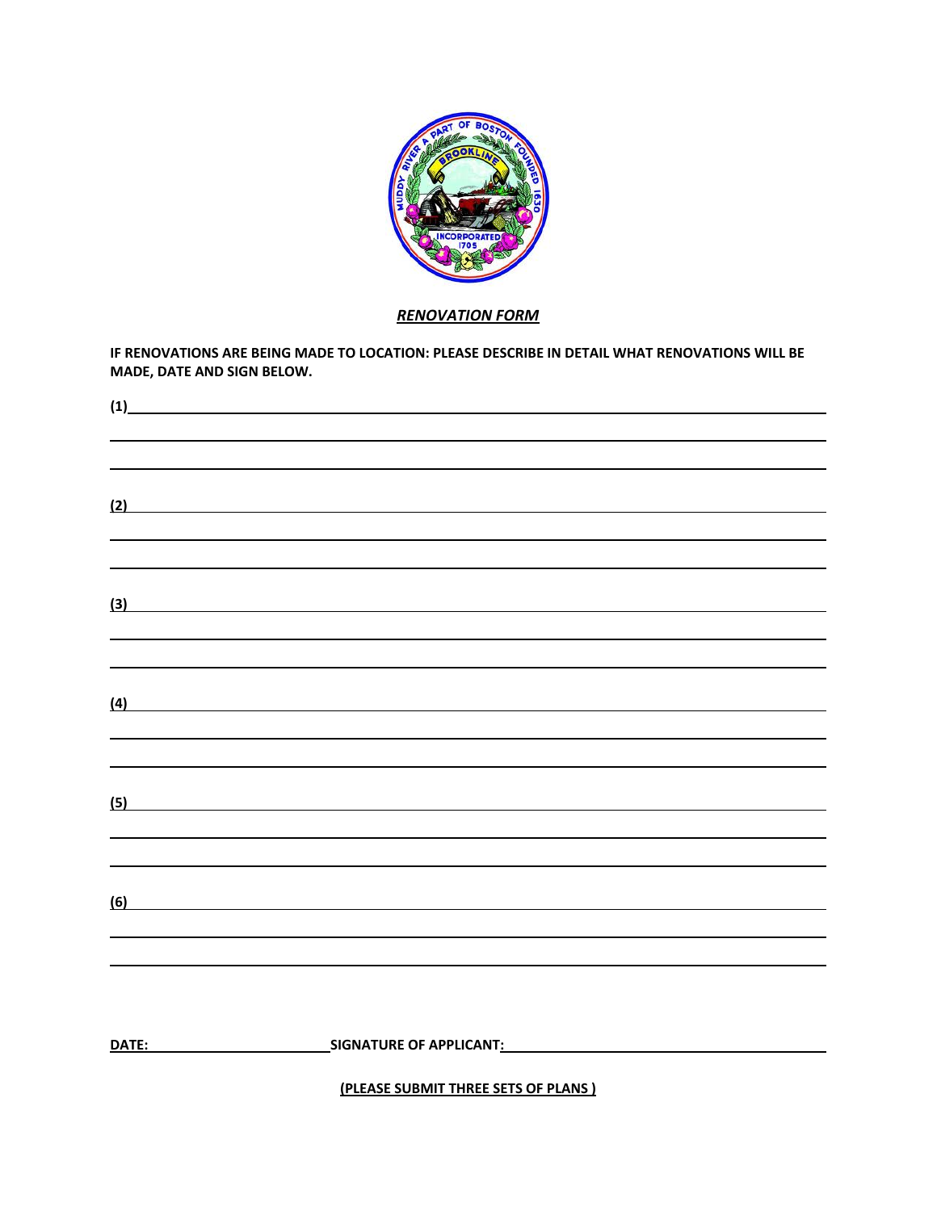***RENOVATION FORM***

**IF RENOVATIONS ARE BEING MADE TO LOCATION: PLEASE DESCRIBE IN DETAIL WHAT RENOVATIONS WILL BE MADE, DATE AND SIGN BELOW.**

**(1)**\_\_\_\_\_\_\_\_\_\_\_\_\_\_\_\_\_\_\_\_\_\_\_\_\_\_\_\_\_\_\_\_\_\_\_\_\_\_\_\_\_\_\_\_\_\_\_\_

**(2)**\_\_\_\_\_\_\_\_\_\_\_\_\_\_\_\_\_\_\_\_\_\_\_\_\_\_\_\_\_\_\_\_\_\_\_\_\_\_\_\_\_\_\_\_\_\_\_\_

**(3)**\_\_\_\_\_\_\_\_\_\_\_\_\_\_\_\_\_\_\_\_\_\_\_\_\_\_\_\_\_\_\_\_\_\_\_\_\_\_\_\_\_\_\_\_\_\_\_\_

**(4)**\_\_\_\_\_\_\_\_\_\_\_\_\_\_\_\_\_\_\_\_\_\_\_\_\_\_\_\_\_\_\_\_\_\_\_\_\_\_\_\_\_\_\_\_\_\_\_\_

**(5)**\_\_\_\_\_\_\_\_\_\_\_\_\_\_\_\_\_\_\_\_\_\_\_\_\_\_\_\_\_\_\_\_\_\_\_\_\_\_\_\_\_\_\_\_\_\_\_\_

**(6)**\_\_\_\_\_\_\_\_\_\_\_\_\_\_\_\_\_\_\_\_\_\_\_\_\_\_\_\_\_\_\_\_\_\_\_\_\_\_\_\_\_\_\_\_\_\_\_\_

**DATE:**\_\_\_\_\_\_\_\_\_\_\_\_\_\_\_\_\_\_\_\_ **SIGNATURE OF APPLICANT:**\_\_\_\_\_\_\_\_\_\_\_\_\_\_\_\_\_\_\_\_\_\_\_\_\_\_\_\_

**(PLEASE SUBMIT THREE SETS OF PLANS )**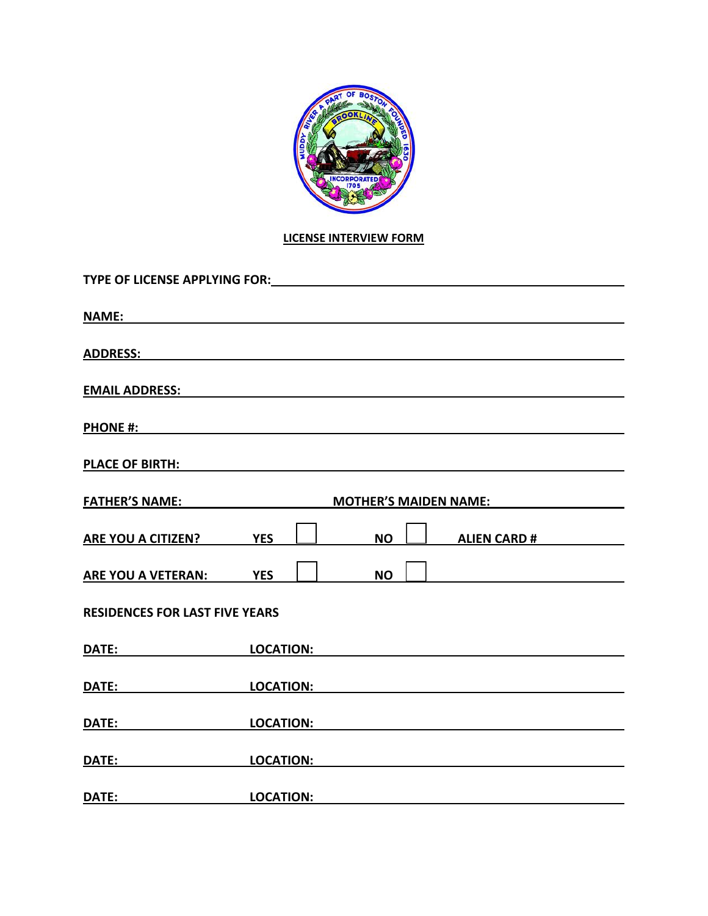**LICENSE INTERVIEW FORM**

**TYPE OF LICENSE APPLYING FOR:** ______________________________

**NAME:** ______________________________

**ADDRESS:** ______________________________

**EMAIL ADDRESS:** ______________________________

**PHONE #:** ______________________________

**PLACE OF BIRTH:** ______________________________

**FATHER'S NAME:** ______________ **MOTHER'S MAIDEN NAME:** ______________

**ARE YOU A CITIZEN?** **YES** ☐ **NO** ☐ **ALIEN CARD #** ______________

**ARE YOU A VETERAN:** **YES** ☐ **NO** ☐

**RESIDENCES FOR LAST FIVE YEARS**

**DATE:** ______________ **LOCATION:** ______________________________

**DATE:** ______________ **LOCATION:** ______________________________

**DATE:** ______________ **LOCATION:** ______________________________

**DATE:** ______________ **LOCATION:** ______________________________

**DATE:** ______________ **LOCATION:** ______________________________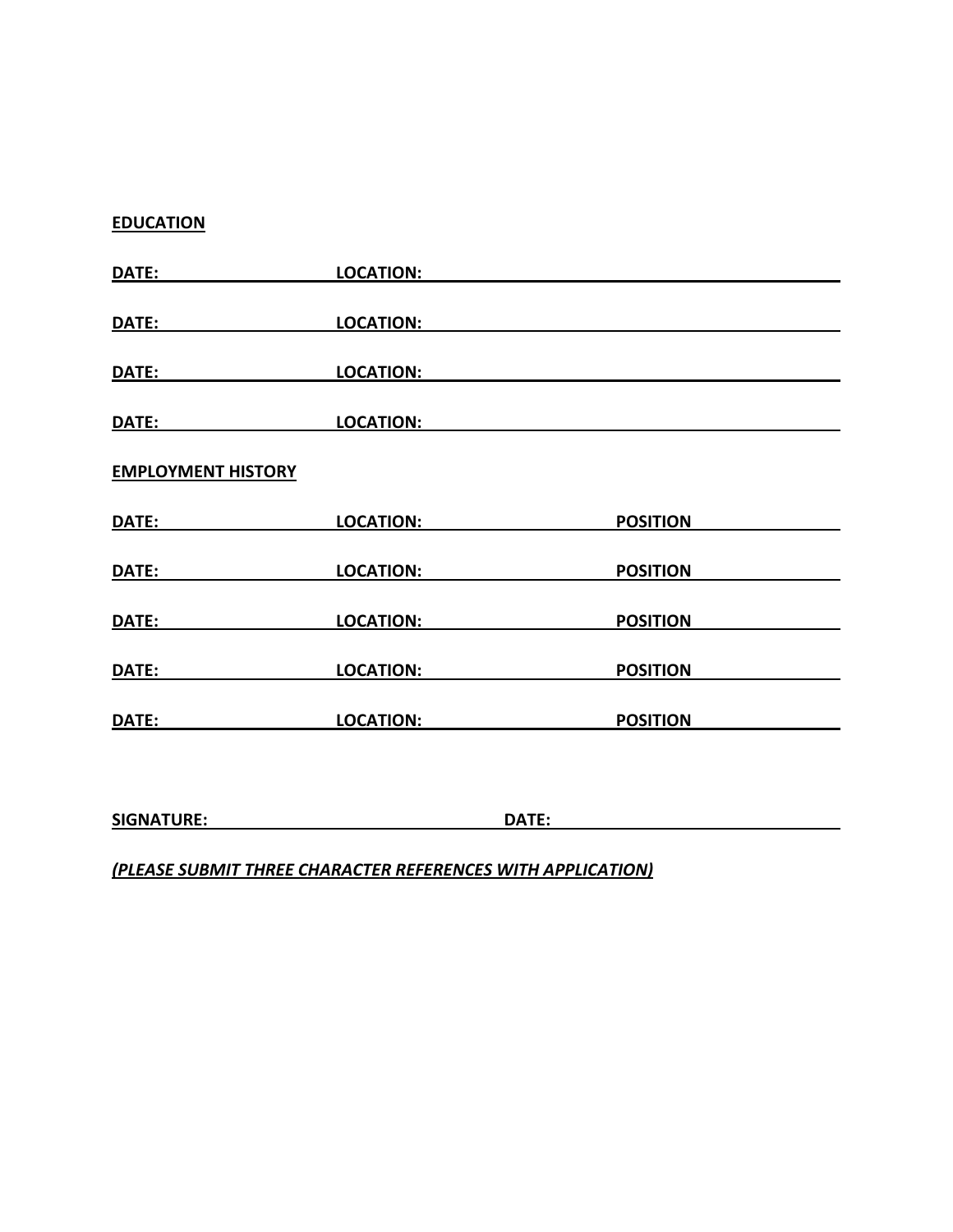**EDUCATION**

**DATE:** ____________________ **LOCATION:** ________________________________________

**DATE:** ____________________ **LOCATION:** ________________________________________

**DATE:** ____________________ **LOCATION:** ________________________________________

**DATE:** ____________________ **LOCATION:** ________________________________________

**EMPLOYMENT HISTORY**

**DATE:** ____________________ **LOCATION:** ____________________ **POSITION** ______________

**DATE:** ____________________ **LOCATION:** ____________________ **POSITION** ______________

**DATE:** ____________________ **LOCATION:** ____________________ **POSITION** ______________

**DATE:** ____________________ **LOCATION:** ____________________ **POSITION** ______________

**DATE:** ____________________ **LOCATION:** ____________________ **POSITION** ______________

**SIGNATURE:** ______________________________ **DATE:** ______________________________

***(PLEASE SUBMIT THREE CHARACTER REFERENCES WITH APPLICATION)***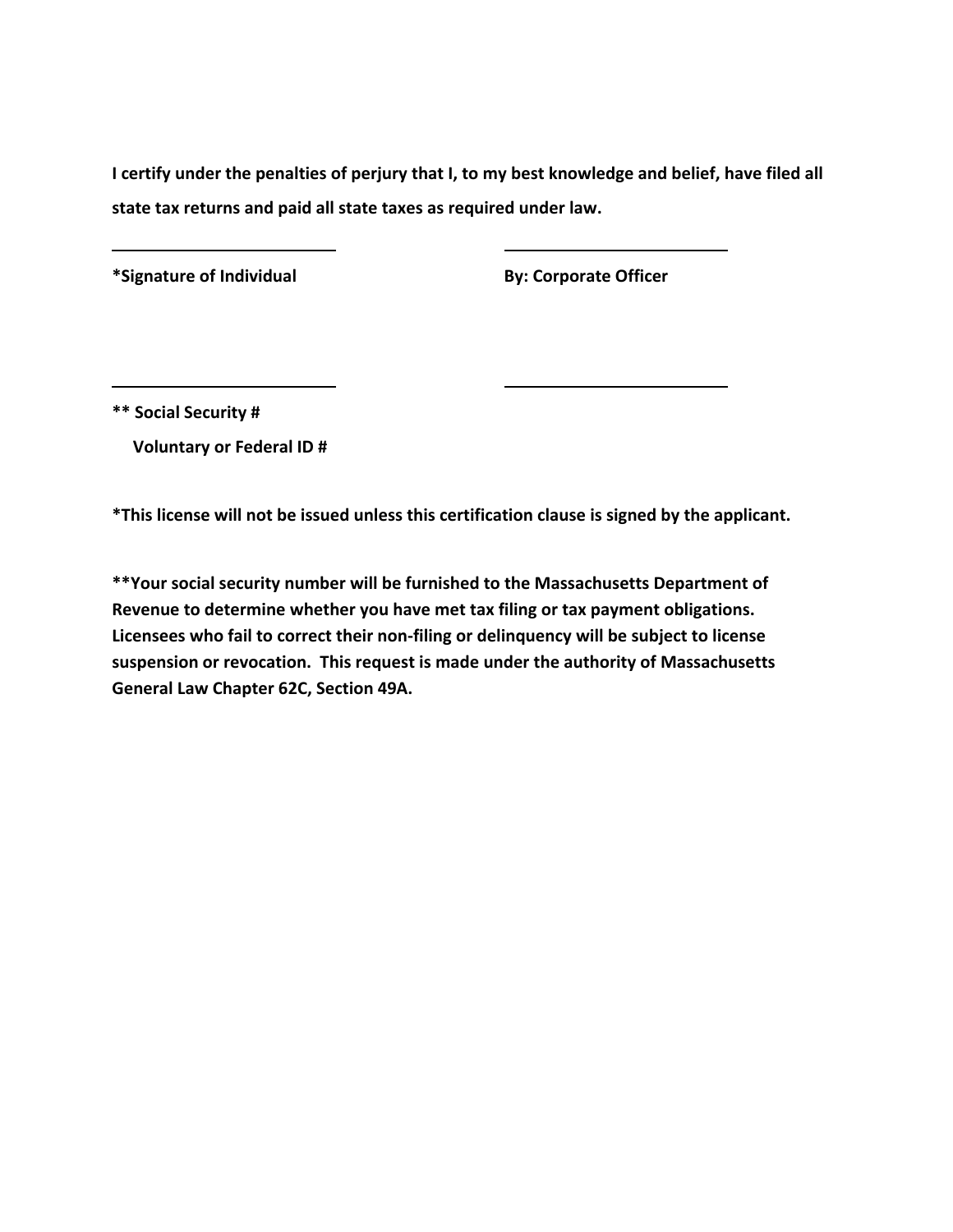**I certify under the penalties of perjury that I, to my best knowledge and belief, have filed all state tax returns and paid all state taxes as required under law.**

______________________ ______________________

**\*Signature of Individual** **By: Corporate Officer**

______________________ ______________________

**\*\* Social Security #**

**Voluntary or Federal ID #**

**\*This license will not be issued unless this certification clause is signed by the applicant.**

**\*\*Your social security number will be furnished to the Massachusetts Department of Revenue to determine whether you have met tax filing or tax payment obligations. Licensees who fail to correct their non-filing or delinquency will be subject to license suspension or revocation. This request is made under the authority of Massachusetts General Law Chapter 62C, Section 49A.**